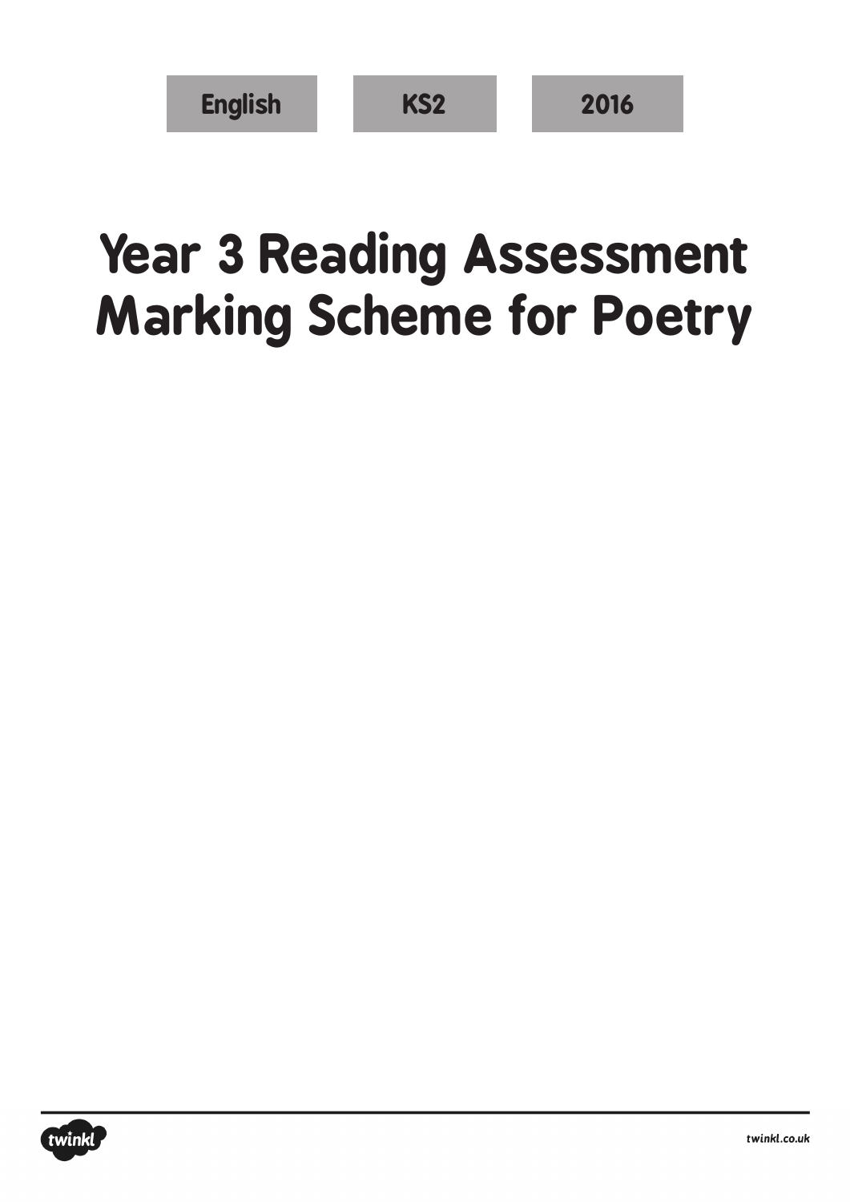English | KS2 | 2016

# Year 3 Reading Assessment Marking Scheme for Poetry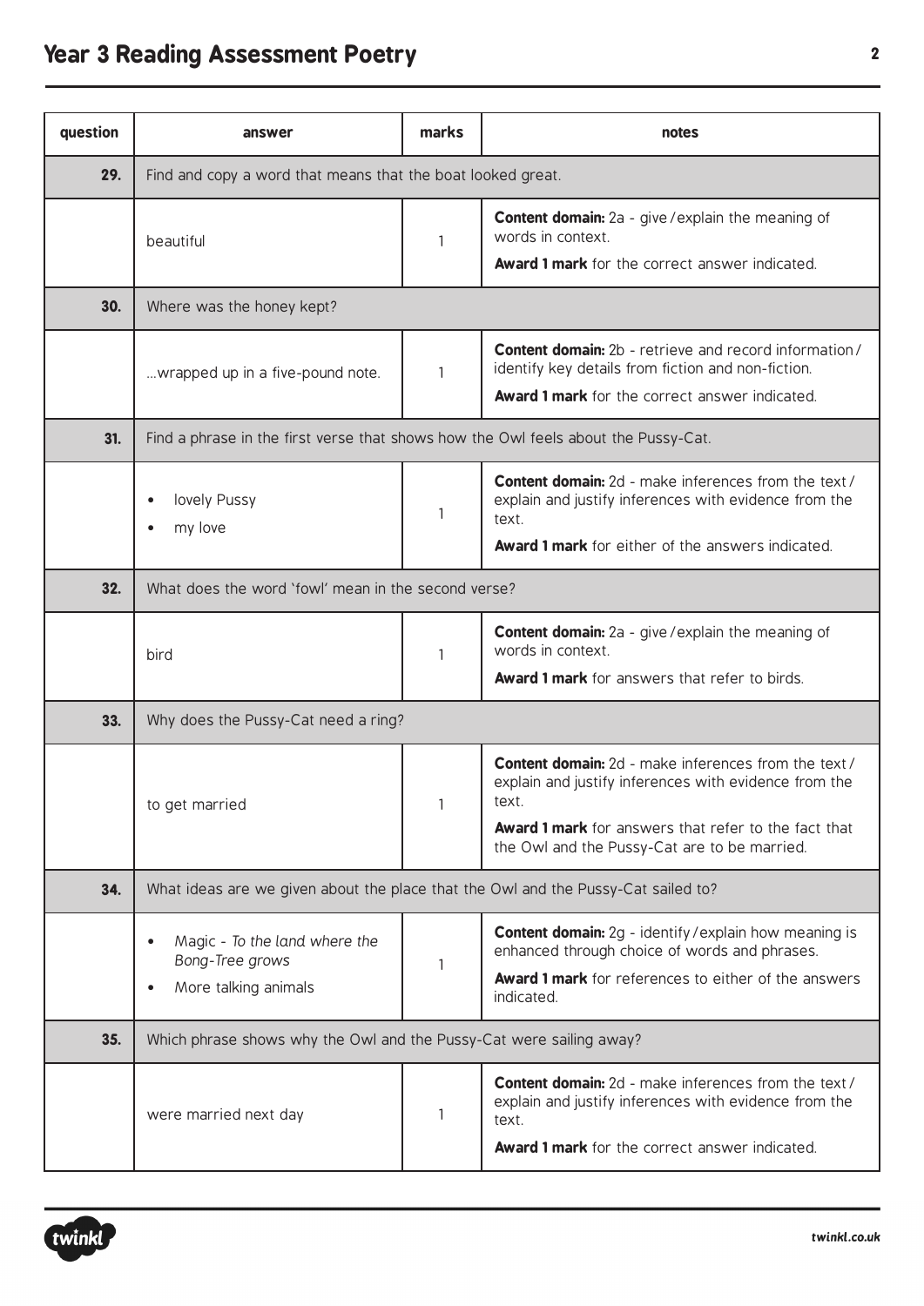| question | answer | marks | notes |
|---|---|---|---|
| **29.** | Find and copy a word that means that the boat looked great. | | |
| | beautiful | 1 | **Content domain:** 2a - give / explain the meaning of words in context. **Award 1 mark** for the correct answer indicated. |
| **30.** | Where was the honey kept? | | |
| | ...wrapped up in a five-pound note. | 1 | **Content domain:** 2b - retrieve and record information / identify key details from fiction and non-fiction. **Award 1 mark** for the correct answer indicated. |
| **31.** | Find a phrase in the first verse that shows how the Owl feels about the Pussy-Cat. | | |
| | • lovely Pussy<br>• my love | 1 | **Content domain:** 2d - make inferences from the text / explain and justify inferences with evidence from the text. **Award 1 mark** for either of the answers indicated. |
| **32.** | What does the word 'fowl' mean in the second verse? | | |
| | bird | 1 | **Content domain:** 2a - give / explain the meaning of words in context. **Award 1 mark** for answers that refer to birds. |
| **33.** | Why does the Pussy-Cat need a ring? | | |
| | to get married | 1 | **Content domain:** 2d - make inferences from the text / explain and justify inferences with evidence from the text. **Award 1 mark** for answers that refer to the fact that the Owl and the Pussy-Cat are to be married. |
| **34.** | What ideas are we given about the place that the Owl and the Pussy-Cat sailed to? | | |
| | • Magic - *To the land where the Bong-Tree grows*<br>• More talking animals | 1 | **Content domain:** 2g - identify / explain how meaning is enhanced through choice of words and phrases. **Award 1 mark** for references to either of the answers indicated. |
| **35.** | Which phrase shows why the Owl and the Pussy-Cat were sailing away? | | |
| | were married next day | 1 | **Content domain:** 2d - make inferences from the text / explain and justify inferences with evidence from the text. **Award 1 mark** for the correct answer indicated. |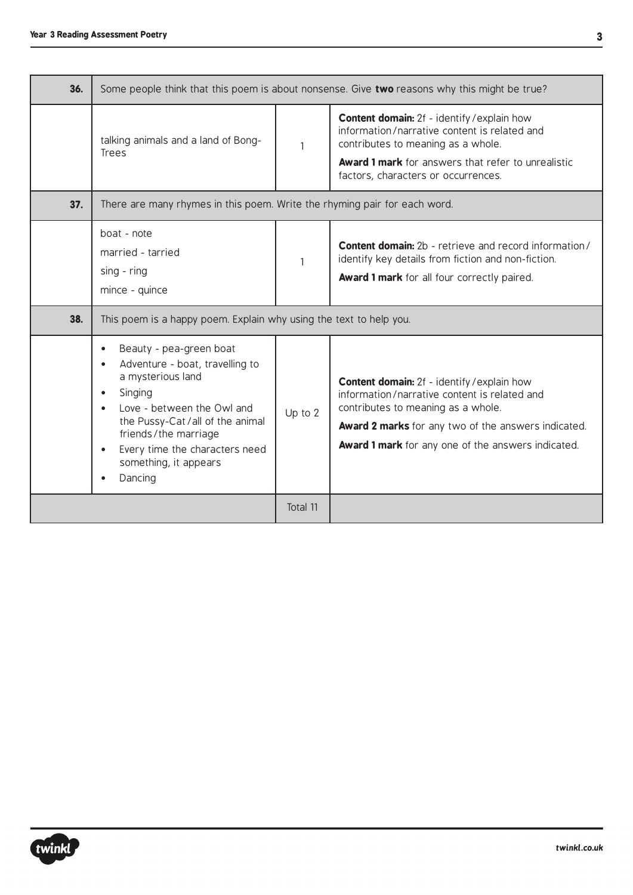| | | | |
|---|---|---|---|
| **36.** | Some people think that this poem is about nonsense. Give **two** reasons why this might be true? | | |
| | talking animals and a land of Bong-Trees | 1 | **Content domain:** 2f - identify/explain how information/narrative content is related and contributes to meaning as a whole. **Award 1 mark** for answers that refer to unrealistic factors, characters or occurrences. |
| **37.** | There are many rhymes in this poem. Write the rhyming pair for each word. | | |
| | boat - note<br>married - tarried<br>sing - ring<br>mince - quince | 1 | **Content domain:** 2b - retrieve and record information/identify key details from fiction and non-fiction. **Award 1 mark** for all four correctly paired. |
| **38.** | This poem is a happy poem. Explain why using the text to help you. | | |
| | • Beauty - pea-green boat<br>• Adventure - boat, travelling to a mysterious land<br>• Singing<br>• Love - between the Owl and the Pussy-Cat/all of the animal friends/the marriage<br>• Every time the characters need something, it appears<br>• Dancing | Up to 2 | **Content domain:** 2f - identify/explain how information/narrative content is related and contributes to meaning as a whole. **Award 2 marks** for any two of the answers indicated. **Award 1 mark** for any one of the answers indicated. |
| | | Total 11 | |